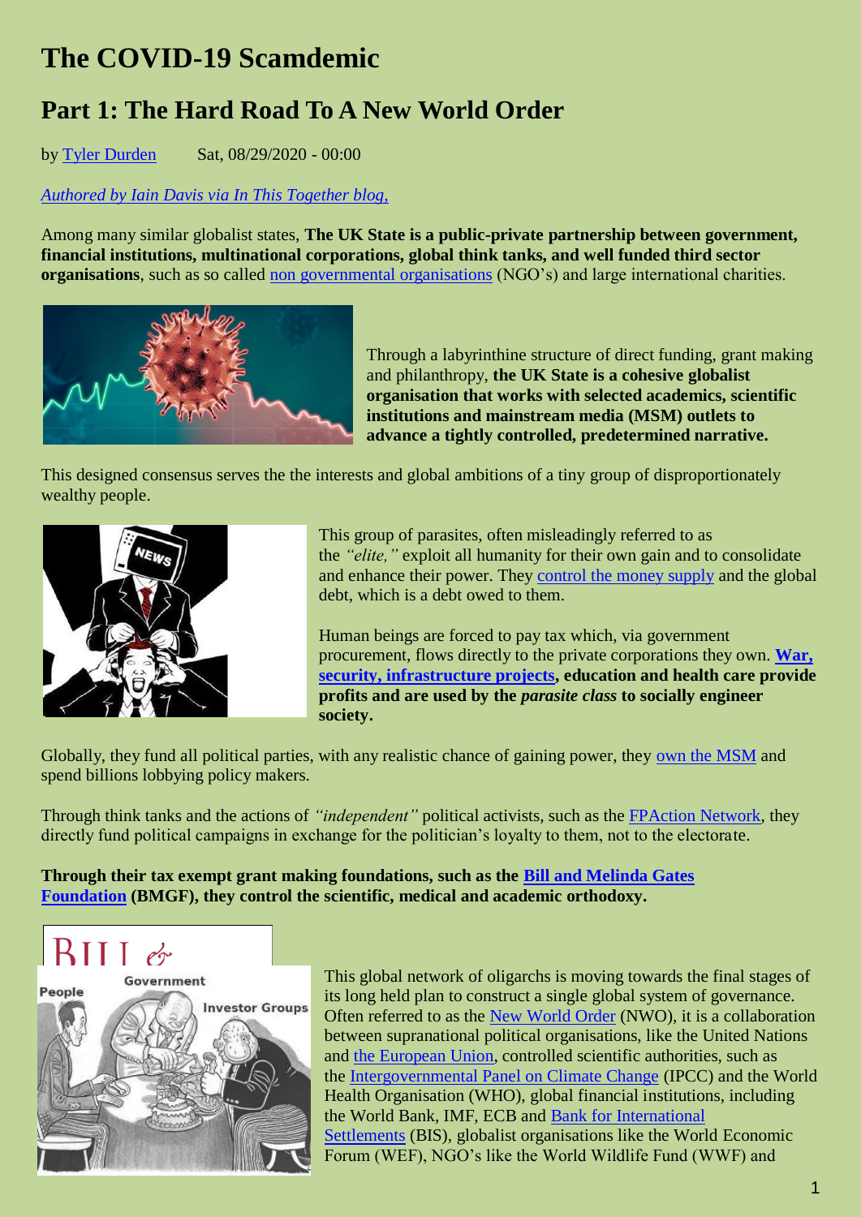# The COVID-19 Scamdemic

## Part 1: The Hard Road To A New World Order

by Tyler Durden Sat, 08/29/2020 - 00:00

*Authored by Iain Davis via In This Together blog,*

Among many similar globalist states, **The UK State is a public-private partnership between government, financial institutions, multinational corporations, global think tanks, and well funded third sector organisations**, such as so called non governmental organisations (NGO's) and large international charities.

Through a labyrinthine structure of direct funding, grant making and philanthropy, **the UK State is a cohesive globalist organisation that works with selected academics, scientific institutions and mainstream media (MSM) outlets to advance a tightly controlled, predetermined narrative.**

This designed consensus serves the the interests and global ambitions of a tiny group of disproportionately wealthy people.

This group of parasites, often misleadingly referred to as the *"elite,"* exploit all humanity for their own gain and to consolidate and enhance their power. They control the money supply and the global debt, which is a debt owed to them.

Human beings are forced to pay tax which, via government procurement, flows directly to the private corporations they own. **War, security, infrastructure projects, education and health care provide profits and are used by the *parasite class* to socially engineer society.**

Globally, they fund all political parties, with any realistic chance of gaining power, they own the MSM and spend billions lobbying policy makers.

Through think tanks and the actions of *"independent"* political activists, such as the FPAction Network, they directly fund political campaigns in exchange for the politician's loyalty to them, not to the electorate.

**Through their tax exempt grant making foundations, such as the Bill and Melinda Gates Foundation (BMGF), they control the scientific, medical and academic orthodoxy.**

This global network of oligarchs is moving towards the final stages of its long held plan to construct a single global system of governance. Often referred to as the New World Order (NWO), it is a collaboration between supranational political organisations, like the United Nations and the European Union, controlled scientific authorities, such as the Intergovernmental Panel on Climate Change (IPCC) and the World Health Organisation (WHO), global financial institutions, including the World Bank, IMF, ECB and Bank for International Settlements (BIS), globalist organisations like the World Economic Forum (WEF), NGO's like the World Wildlife Fund (WWF) and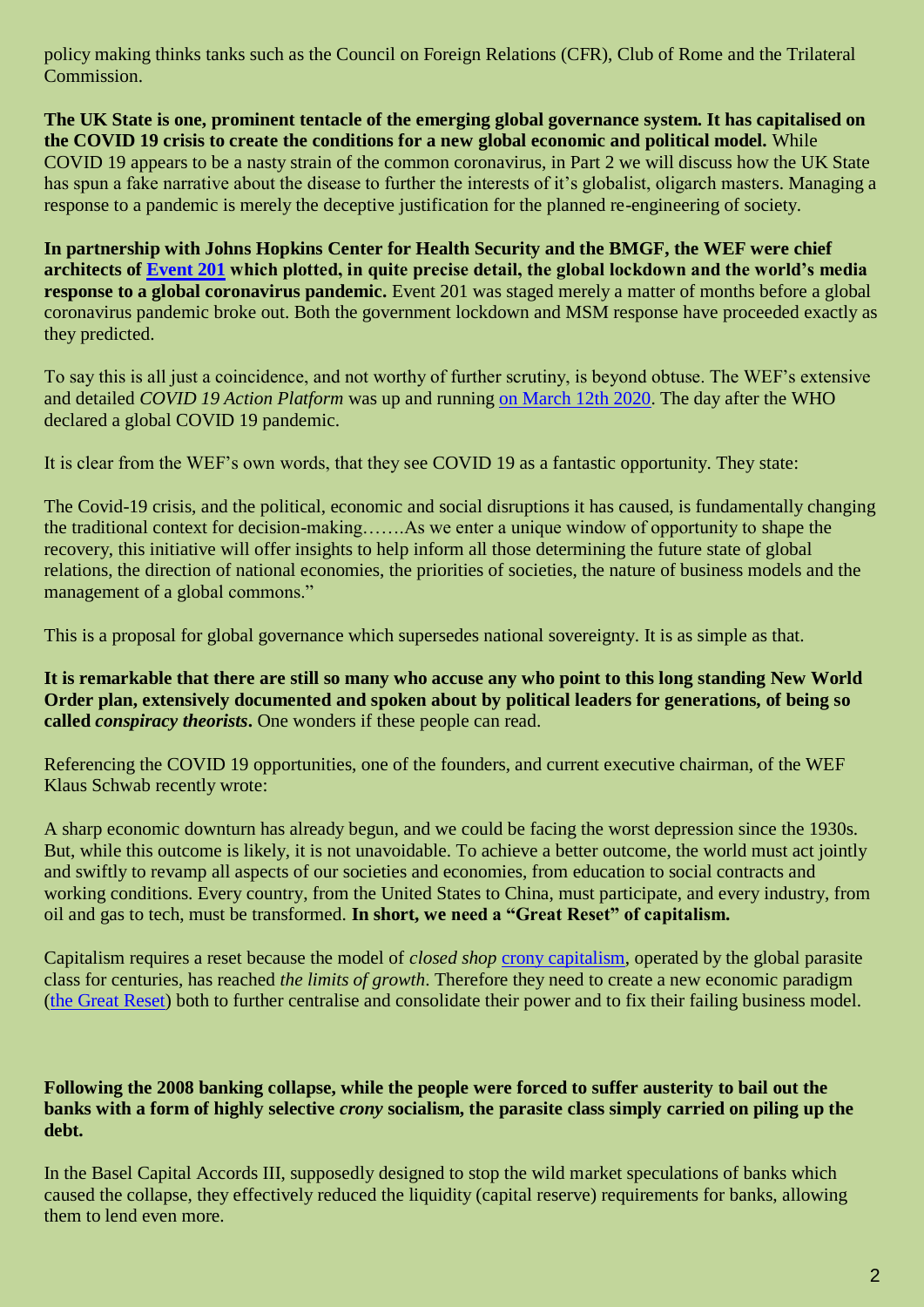policy making thinks tanks such as the Council on Foreign Relations (CFR), Club of Rome and the Trilateral Commission.

**The UK State is one, prominent tentacle of the emerging global governance system. It has capitalised on the COVID 19 crisis to create the conditions for a new global economic and political model.** While COVID 19 appears to be a nasty strain of the common coronavirus, in Part 2 we will discuss how the UK State has spun a fake narrative about the disease to further the interests of it's globalist, oligarch masters. Managing a response to a pandemic is merely the deceptive justification for the planned re-engineering of society.

**In partnership with Johns Hopkins Center for Health Security and the BMGF, the WEF were chief architects of Event 201 which plotted, in quite precise detail, the global lockdown and the world's media response to a global coronavirus pandemic.** Event 201 was staged merely a matter of months before a global coronavirus pandemic broke out. Both the government lockdown and MSM response have proceeded exactly as they predicted.

To say this is all just a coincidence, and not worthy of further scrutiny, is beyond obtuse. The WEF's extensive and detailed *COVID 19 Action Platform* was up and running on March 12th 2020. The day after the WHO declared a global COVID 19 pandemic.

It is clear from the WEF's own words, that they see COVID 19 as a fantastic opportunity. They state:

The Covid-19 crisis, and the political, economic and social disruptions it has caused, is fundamentally changing the traditional context for decision-making…….As we enter a unique window of opportunity to shape the recovery, this initiative will offer insights to help inform all those determining the future state of global relations, the direction of national economies, the priorities of societies, the nature of business models and the management of a global commons."

This is a proposal for global governance which supersedes national sovereignty. It is as simple as that.

**It is remarkable that there are still so many who accuse any who point to this long standing New World Order plan, extensively documented and spoken about by political leaders for generations, of being so called *conspiracy theorists*.** One wonders if these people can read.

Referencing the COVID 19 opportunities, one of the founders, and current executive chairman, of the WEF Klaus Schwab recently wrote:

A sharp economic downturn has already begun, and we could be facing the worst depression since the 1930s. But, while this outcome is likely, it is not unavoidable. To achieve a better outcome, the world must act jointly and swiftly to revamp all aspects of our societies and economies, from education to social contracts and working conditions. Every country, from the United States to China, must participate, and every industry, from oil and gas to tech, must be transformed. **In short, we need a "Great Reset" of capitalism.**

Capitalism requires a reset because the model of *closed shop* crony capitalism, operated by the global parasite class for centuries, has reached *the limits of growth*. Therefore they need to create a new economic paradigm (the Great Reset) both to further centralise and consolidate their power and to fix their failing business model.

**Following the 2008 banking collapse, while the people were forced to suffer austerity to bail out the banks with a form of highly selective *crony* socialism, the parasite class simply carried on piling up the debt.**

In the Basel Capital Accords III, supposedly designed to stop the wild market speculations of banks which caused the collapse, they effectively reduced the liquidity (capital reserve) requirements for banks, allowing them to lend even more.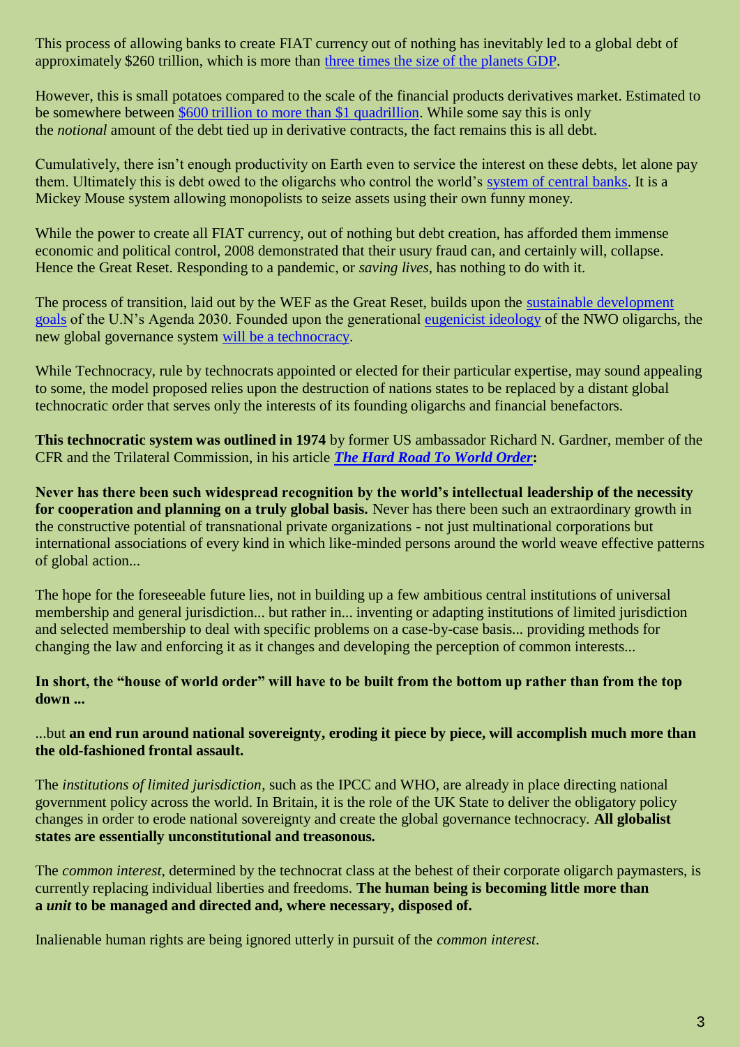This process of allowing banks to create FIAT currency out of nothing has inevitably led to a global debt of approximately $260 trillion, which is more than three times the size of the planets GDP.

However, this is small potatoes compared to the scale of the financial products derivatives market. Estimated to be somewhere between $600 trillion to more than $1 quadrillion. While some say this is only the *notional* amount of the debt tied up in derivative contracts, the fact remains this is all debt.

Cumulatively, there isn't enough productivity on Earth even to service the interest on these debts, let alone pay them. Ultimately this is debt owed to the oligarchs who control the world's system of central banks. It is a Mickey Mouse system allowing monopolists to seize assets using their own funny money.

While the power to create all FIAT currency, out of nothing but debt creation, has afforded them immense economic and political control, 2008 demonstrated that their usury fraud can, and certainly will, collapse. Hence the Great Reset. Responding to a pandemic, or *saving lives*, has nothing to do with it.

The process of transition, laid out by the WEF as the Great Reset, builds upon the sustainable development goals of the U.N's Agenda 2030. Founded upon the generational eugenicist ideology of the NWO oligarchs, the new global governance system will be a technocracy.

While Technocracy, rule by technocrats appointed or elected for their particular expertise, may sound appealing to some, the model proposed relies upon the destruction of nations states to be replaced by a distant global technocratic order that serves only the interests of its founding oligarchs and financial benefactors.

**This technocratic system was outlined in 1974** by former US ambassador Richard N. Gardner, member of the CFR and the Trilateral Commission, in his article ***The Hard Road To World Order*****:**

**Never has there been such widespread recognition by the world's intellectual leadership of the necessity for cooperation and planning on a truly global basis.** Never has there been such an extraordinary growth in the constructive potential of transnational private organizations - not just multinational corporations but international associations of every kind in which like-minded persons around the world weave effective patterns of global action...

The hope for the foreseeable future lies, not in building up a few ambitious central institutions of universal membership and general jurisdiction... but rather in... inventing or adapting institutions of limited jurisdiction and selected membership to deal with specific problems on a case-by-case basis... providing methods for changing the law and enforcing it as it changes and developing the perception of common interests...

**In short, the "house of world order" will have to be built from the bottom up rather than from the top down ...**

...but **an end run around national sovereignty, eroding it piece by piece, will accomplish much more than the old-fashioned frontal assault.**

The *institutions of limited jurisdiction*, such as the IPCC and WHO, are already in place directing national government policy across the world. In Britain, it is the role of the UK State to deliver the obligatory policy changes in order to erode national sovereignty and create the global governance technocracy. **All globalist states are essentially unconstitutional and treasonous.**

The *common interest*, determined by the technocrat class at the behest of their corporate oligarch paymasters, is currently replacing individual liberties and freedoms. **The human being is becoming little more than a *unit* to be managed and directed and, where necessary, disposed of.**

Inalienable human rights are being ignored utterly in pursuit of the *common interest*.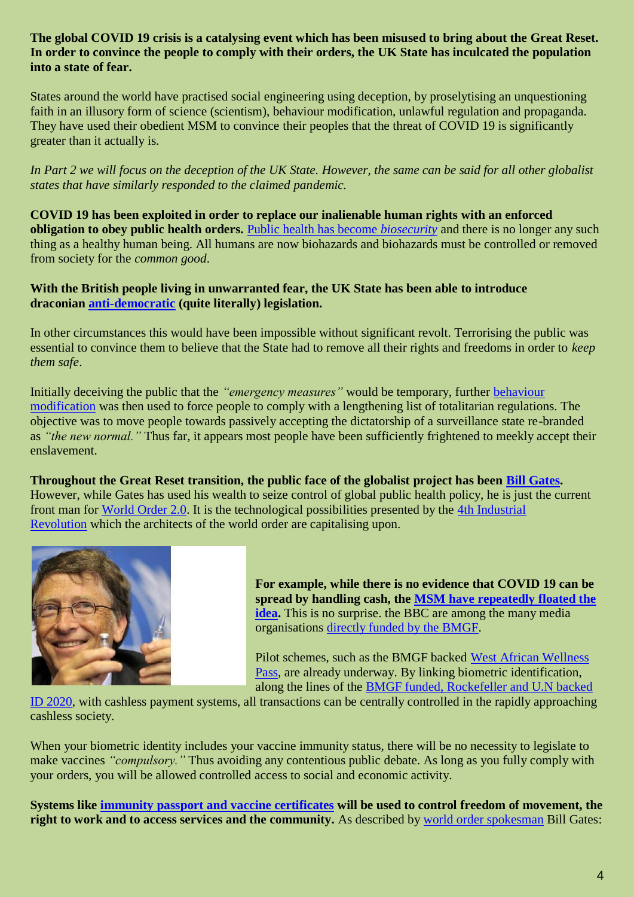**The global COVID 19 crisis is a catalysing event which has been misused to bring about the Great Reset. In order to convince the people to comply with their orders, the UK State has inculcated the population into a state of fear.**

States around the world have practised social engineering using deception, by proselytising an unquestioning faith in an illusory form of science (scientism), behaviour modification, unlawful regulation and propaganda. They have used their obedient MSM to convince their peoples that the threat of COVID 19 is significantly greater than it actually is.

*In Part 2 we will focus on the deception of the UK State. However, the same can be said for all other globalist states that have similarly responded to the claimed pandemic.*

**COVID 19 has been exploited in order to replace our inalienable human rights with an enforced obligation to obey public health orders.** Public health has become *biosecurity* and there is no longer any such thing as a healthy human being. All humans are now biohazards and biohazards must be controlled or removed from society for the *common good*.

**With the British people living in unwarranted fear, the UK State has been able to introduce draconian anti-democratic (quite literally) legislation.**

In other circumstances this would have been impossible without significant revolt. Terrorising the public was essential to convince them to believe that the State had to remove all their rights and freedoms in order to *keep them safe*.

Initially deceiving the public that the *"emergency measures"* would be temporary, further behaviour modification was then used to force people to comply with a lengthening list of totalitarian regulations. The objective was to move people towards passively accepting the dictatorship of a surveillance state re-branded as *"the new normal."* Thus far, it appears most people have been sufficiently frightened to meekly accept their enslavement.

**Throughout the Great Reset transition, the public face of the globalist project has been Bill Gates.** However, while Gates has used his wealth to seize control of global public health policy, he is just the current front man for World Order 2.0. It is the technological possibilities presented by the 4th Industrial Revolution which the architects of the world order are capitalising upon.

**For example, while there is no evidence that COVID 19 can be spread by handling cash, the MSM have repeatedly floated the idea.** This is no surprise. the BBC are among the many media organisations directly funded by the BMGF.

Pilot schemes, such as the BMGF backed West African Wellness Pass, are already underway. By linking biometric identification, along the lines of the BMGF funded, Rockefeller and U.N backed ID 2020, with cashless payment systems, all transactions can be centrally controlled in the rapidly approaching cashless society.

When your biometric identity includes your vaccine immunity status, there will be no necessity to legislate to make vaccines *"compulsory."* Thus avoiding any contentious public debate. As long as you fully comply with your orders, you will be allowed controlled access to social and economic activity.

**Systems like immunity passport and vaccine certificates will be used to control freedom of movement, the right to work and to access services and the community.** As described by world order spokesman Bill Gates: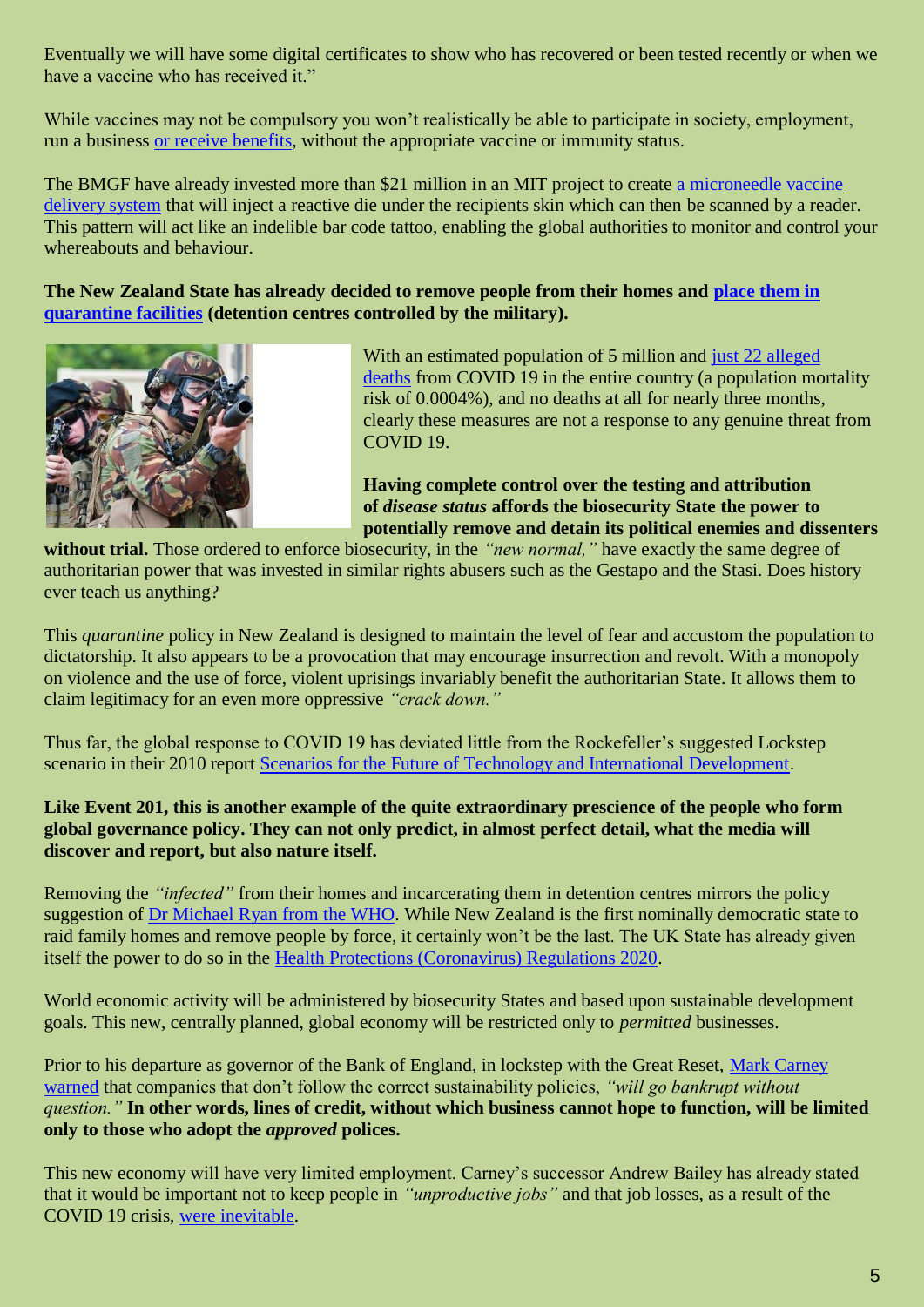Eventually we will have some digital certificates to show who has recovered or been tested recently or when we have a vaccine who has received it."

While vaccines may not be compulsory you won't realistically be able to participate in society, employment, run a business or receive benefits, without the appropriate vaccine or immunity status.

The BMGF have already invested more than $21 million in an MIT project to create a microneedle vaccine delivery system that will inject a reactive die under the recipients skin which can then be scanned by a reader. This pattern will act like an indelible bar code tattoo, enabling the global authorities to monitor and control your whereabouts and behaviour.

**The New Zealand State has already decided to remove people from their homes and place them in quarantine facilities (detention centres controlled by the military).**

With an estimated population of 5 million and just 22 alleged deaths from COVID 19 in the entire country (a population mortality risk of 0.0004%), and no deaths at all for nearly three months, clearly these measures are not a response to any genuine threat from COVID 19.

**Having complete control over the testing and attribution of *disease status* affords the biosecurity State the power to potentially remove and detain its political enemies and dissenters without trial.** Those ordered to enforce biosecurity, in the *"new normal,"* have exactly the same degree of authoritarian power that was invested in similar rights abusers such as the Gestapo and the Stasi. Does history ever teach us anything?

This *quarantine* policy in New Zealand is designed to maintain the level of fear and accustom the population to dictatorship. It also appears to be a provocation that may encourage insurrection and revolt. With a monopoly on violence and the use of force, violent uprisings invariably benefit the authoritarian State. It allows them to claim legitimacy for an even more oppressive *"crack down."*

Thus far, the global response to COVID 19 has deviated little from the Rockefeller's suggested Lockstep scenario in their 2010 report Scenarios for the Future of Technology and International Development.

**Like Event 201, this is another example of the quite extraordinary prescience of the people who form global governance policy. They can not only predict, in almost perfect detail, what the media will discover and report, but also nature itself.**

Removing the *"infected"* from their homes and incarcerating them in detention centres mirrors the policy suggestion of Dr Michael Ryan from the WHO. While New Zealand is the first nominally democratic state to raid family homes and remove people by force, it certainly won't be the last. The UK State has already given itself the power to do so in the Health Protections (Coronavirus) Regulations 2020.

World economic activity will be administered by biosecurity States and based upon sustainable development goals. This new, centrally planned, global economy will be restricted only to *permitted* businesses.

Prior to his departure as governor of the Bank of England, in lockstep with the Great Reset, Mark Carney warned that companies that don't follow the correct sustainability policies, *"will go bankrupt without question."* **In other words, lines of credit, without which business cannot hope to function, will be limited only to those who adopt the *approved* polices.**

This new economy will have very limited employment. Carney's successor Andrew Bailey has already stated that it would be important not to keep people in *"unproductive jobs"* and that job losses, as a result of the COVID 19 crisis, were inevitable.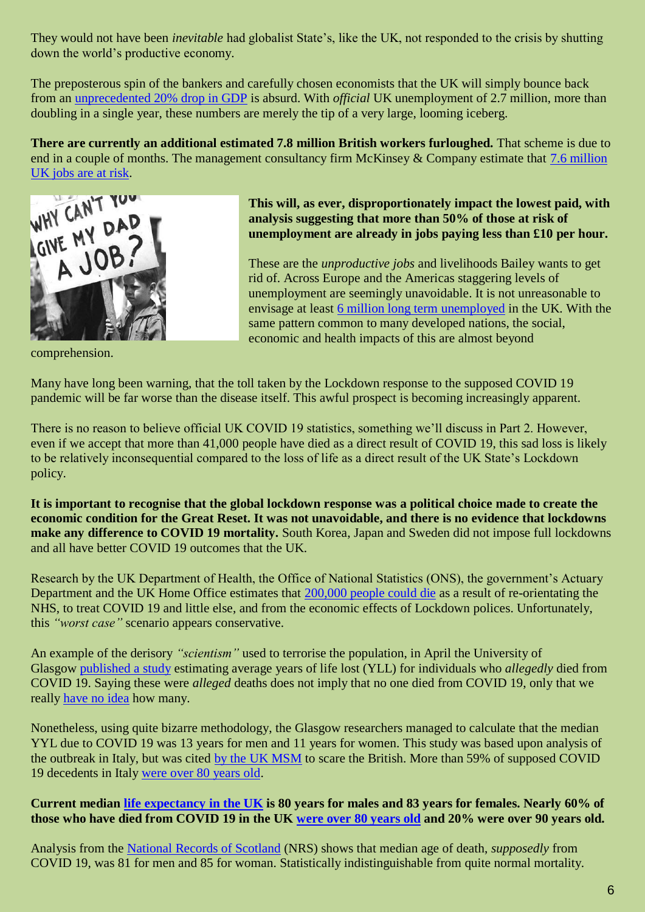They would not have been *inevitable* had globalist State's, like the UK, not responded to the crisis by shutting down the world's productive economy.

The preposterous spin of the bankers and carefully chosen economists that the UK will simply bounce back from an unprecedented 20% drop in GDP is absurd. With *official* UK unemployment of 2.7 million, more than doubling in a single year, these numbers are merely the tip of a very large, looming iceberg.

**There are currently an additional estimated 7.8 million British workers furloughed.** That scheme is due to end in a couple of months. The management consultancy firm McKinsey & Company estimate that 7.6 million UK jobs are at risk.

**This will, as ever, disproportionately impact the lowest paid, with analysis suggesting that more than 50% of those at risk of unemployment are already in jobs paying less than £10 per hour.**

These are the *unproductive jobs* and livelihoods Bailey wants to get rid of. Across Europe and the Americas staggering levels of unemployment are seemingly unavoidable. It is not unreasonable to envisage at least 6 million long term unemployed in the UK. With the same pattern common to many developed nations, the social, economic and health impacts of this are almost beyond comprehension.

Many have long been warning, that the toll taken by the Lockdown response to the supposed COVID 19 pandemic will be far worse than the disease itself. This awful prospect is becoming increasingly apparent.

There is no reason to believe official UK COVID 19 statistics, something we'll discuss in Part 2. However, even if we accept that more than 41,000 people have died as a direct result of COVID 19, this sad loss is likely to be relatively inconsequential compared to the loss of life as a direct result of the UK State's Lockdown policy.

**It is important to recognise that the global lockdown response was a political choice made to create the economic condition for the Great Reset. It was not unavoidable, and there is no evidence that lockdowns make any difference to COVID 19 mortality.** South Korea, Japan and Sweden did not impose full lockdowns and all have better COVID 19 outcomes that the UK.

Research by the UK Department of Health, the Office of National Statistics (ONS), the government's Actuary Department and the UK Home Office estimates that 200,000 people could die as a result of re-orientating the NHS, to treat COVID 19 and little else, and from the economic effects of Lockdown polices. Unfortunately, this *"worst case"* scenario appears conservative.

An example of the derisory *"scientism"* used to terrorise the population, in April the University of Glasgow published a study estimating average years of life lost (YLL) for individuals who *allegedly* died from COVID 19. Saying these were *alleged* deaths does not imply that no one died from COVID 19, only that we really have no idea how many.

Nonetheless, using quite bizarre methodology, the Glasgow researchers managed to calculate that the median YYL due to COVID 19 was 13 years for men and 11 years for women. This study was based upon analysis of the outbreak in Italy, but was cited by the UK MSM to scare the British. More than 59% of supposed COVID 19 decedents in Italy were over 80 years old.

**Current median life expectancy in the UK is 80 years for males and 83 years for females. Nearly 60% of those who have died from COVID 19 in the UK were over 80 years old and 20% were over 90 years old.**

Analysis from the National Records of Scotland (NRS) shows that median age of death, *supposedly* from COVID 19, was 81 for men and 85 for woman. Statistically indistinguishable from quite normal mortality.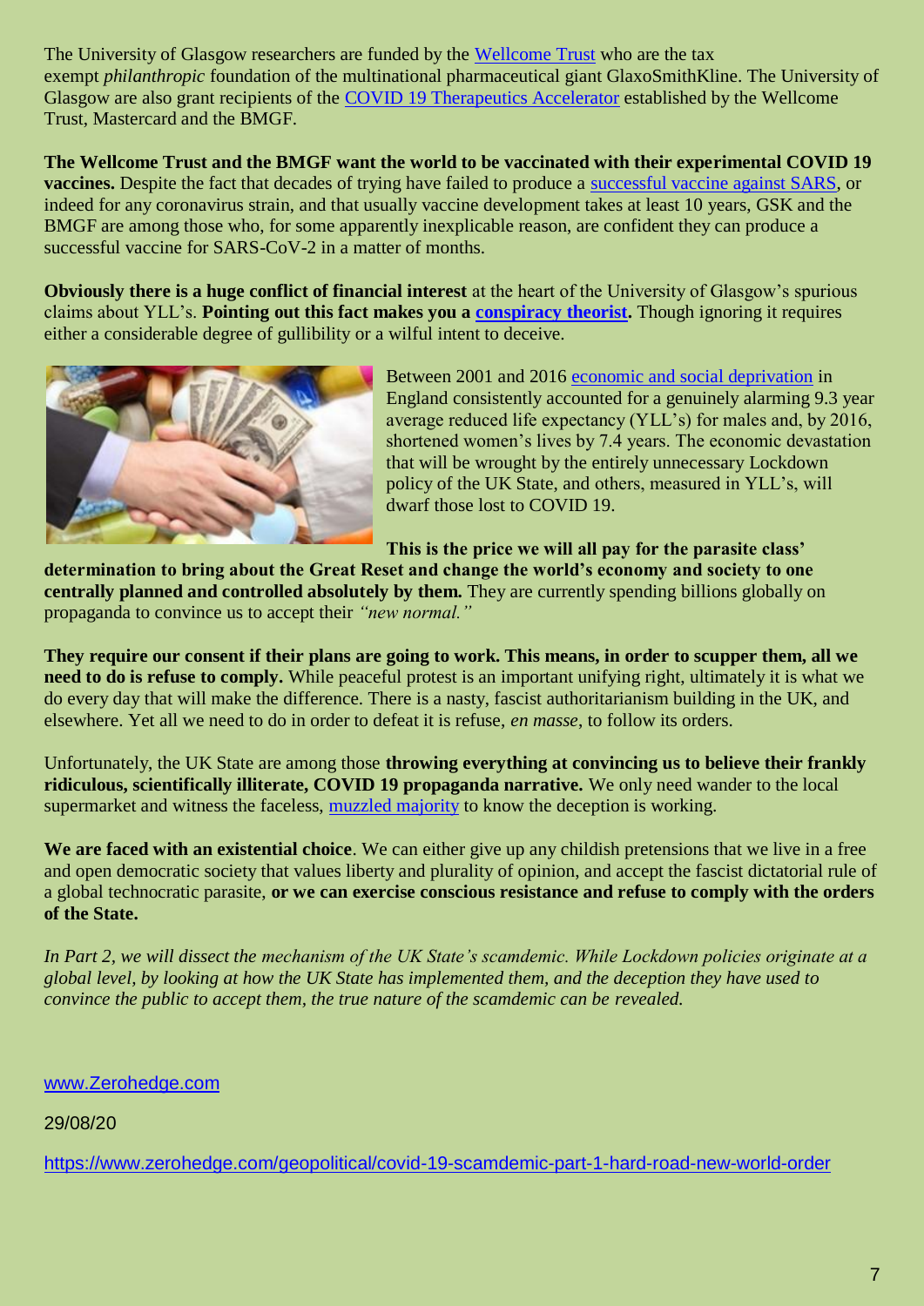The University of Glasgow researchers are funded by the Wellcome Trust who are the tax exempt *philanthropic* foundation of the multinational pharmaceutical giant GlaxoSmithKline. The University of Glasgow are also grant recipients of the COVID 19 Therapeutics Accelerator established by the Wellcome Trust, Mastercard and the BMGF.

**The Wellcome Trust and the BMGF want the world to be vaccinated with their experimental COVID 19 vaccines.** Despite the fact that decades of trying have failed to produce a successful vaccine against SARS, or indeed for any coronavirus strain, and that usually vaccine development takes at least 10 years, GSK and the BMGF are among those who, for some apparently inexplicable reason, are confident they can produce a successful vaccine for SARS-CoV-2 in a matter of months.

**Obviously there is a huge conflict of financial interest** at the heart of the University of Glasgow's spurious claims about YLL's. **Pointing out this fact makes you a conspiracy theorist.** Though ignoring it requires either a considerable degree of gullibility or a wilful intent to deceive.

Between 2001 and 2016 economic and social deprivation in England consistently accounted for a genuinely alarming 9.3 year average reduced life expectancy (YLL's) for males and, by 2016, shortened women's lives by 7.4 years. The economic devastation that will be wrought by the entirely unnecessary Lockdown policy of the UK State, and others, measured in YLL's, will dwarf those lost to COVID 19.

**This is the price we will all pay for the parasite class' determination to bring about the Great Reset and change the world's economy and society to one centrally planned and controlled absolutely by them.** They are currently spending billions globally on propaganda to convince us to accept their *"new normal."*

**They require our consent if their plans are going to work. This means, in order to scupper them, all we need to do is refuse to comply.** While peaceful protest is an important unifying right, ultimately it is what we do every day that will make the difference. There is a nasty, fascist authoritarianism building in the UK, and elsewhere. Yet all we need to do in order to defeat it is refuse, *en masse*, to follow its orders.

Unfortunately, the UK State are among those **throwing everything at convincing us to believe their frankly ridiculous, scientifically illiterate, COVID 19 propaganda narrative.** We only need wander to the local supermarket and witness the faceless, muzzled majority to know the deception is working.

**We are faced with an existential choice**. We can either give up any childish pretensions that we live in a free and open democratic society that values liberty and plurality of opinion, and accept the fascist dictatorial rule of a global technocratic parasite, **or we can exercise conscious resistance and refuse to comply with the orders of the State.**

*In Part 2, we will dissect the mechanism of the UK State's scamdemic. While Lockdown policies originate at a global level, by looking at how the UK State has implemented them, and the deception they have used to convince the public to accept them, the true nature of the scamdemic can be revealed.*

www.Zerohedge.com

29/08/20

https://www.zerohedge.com/geopolitical/covid-19-scamdemic-part-1-hard-road-new-world-order